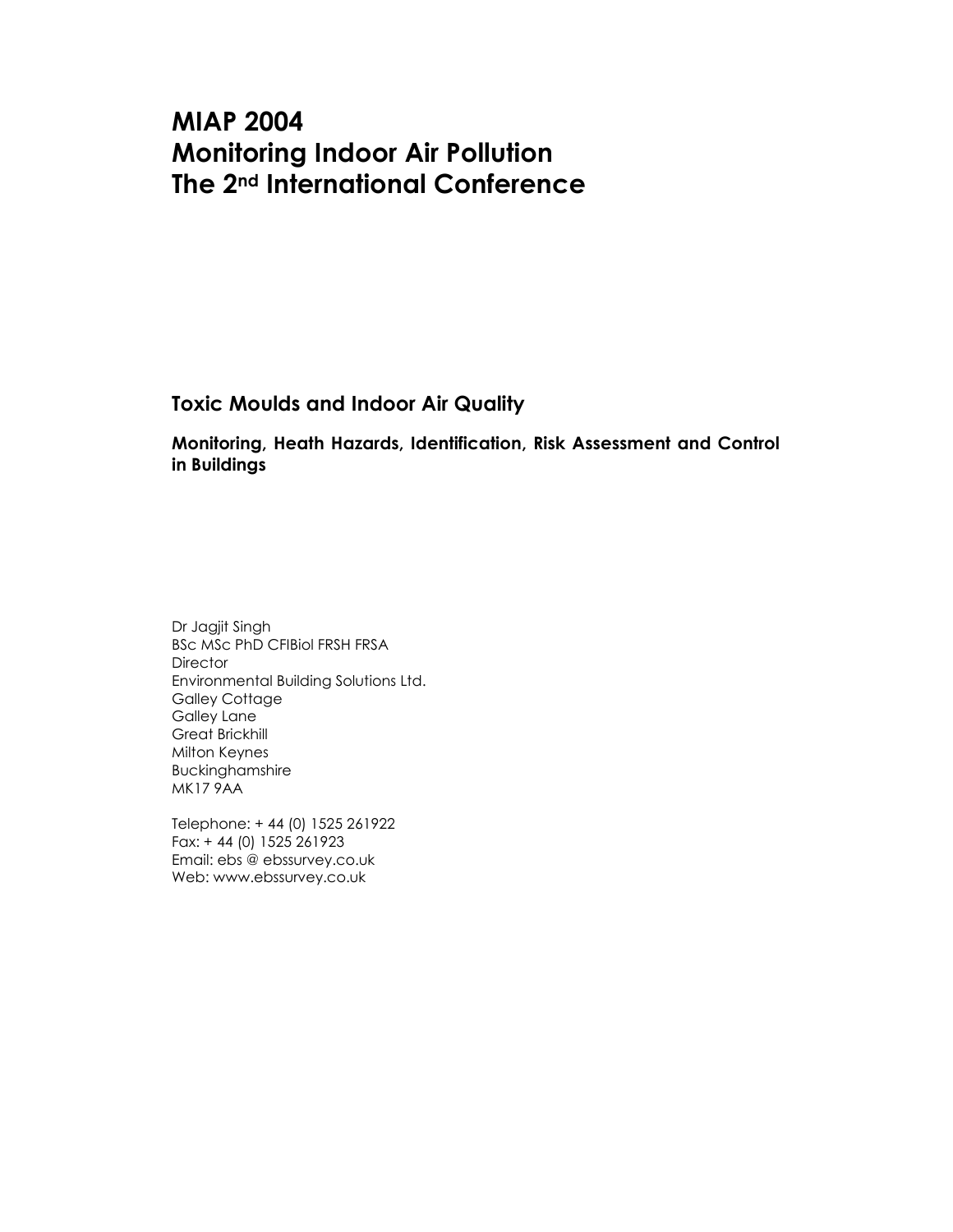# MIAP 2004
# Monitoring Indoor Air Pollution
# The 2nd International Conference

## Toxic Moulds and Indoor Air Quality

### Monitoring, Heath Hazards, Identification, Risk Assessment and Control in Buildings

Dr Jagjit Singh
BSc MSc PhD CFIBiol FRSH FRSA
Director
Environmental Building Solutions Ltd.
Galley Cottage
Galley Lane
Great Brickhill
Milton Keynes
Buckinghamshire
MK17 9AA

Telephone: + 44 (0) 1525 261922
Fax: + 44 (0) 1525 261923
Email: ebs @ ebssurvey.co.uk
Web: www.ebssurvey.co.uk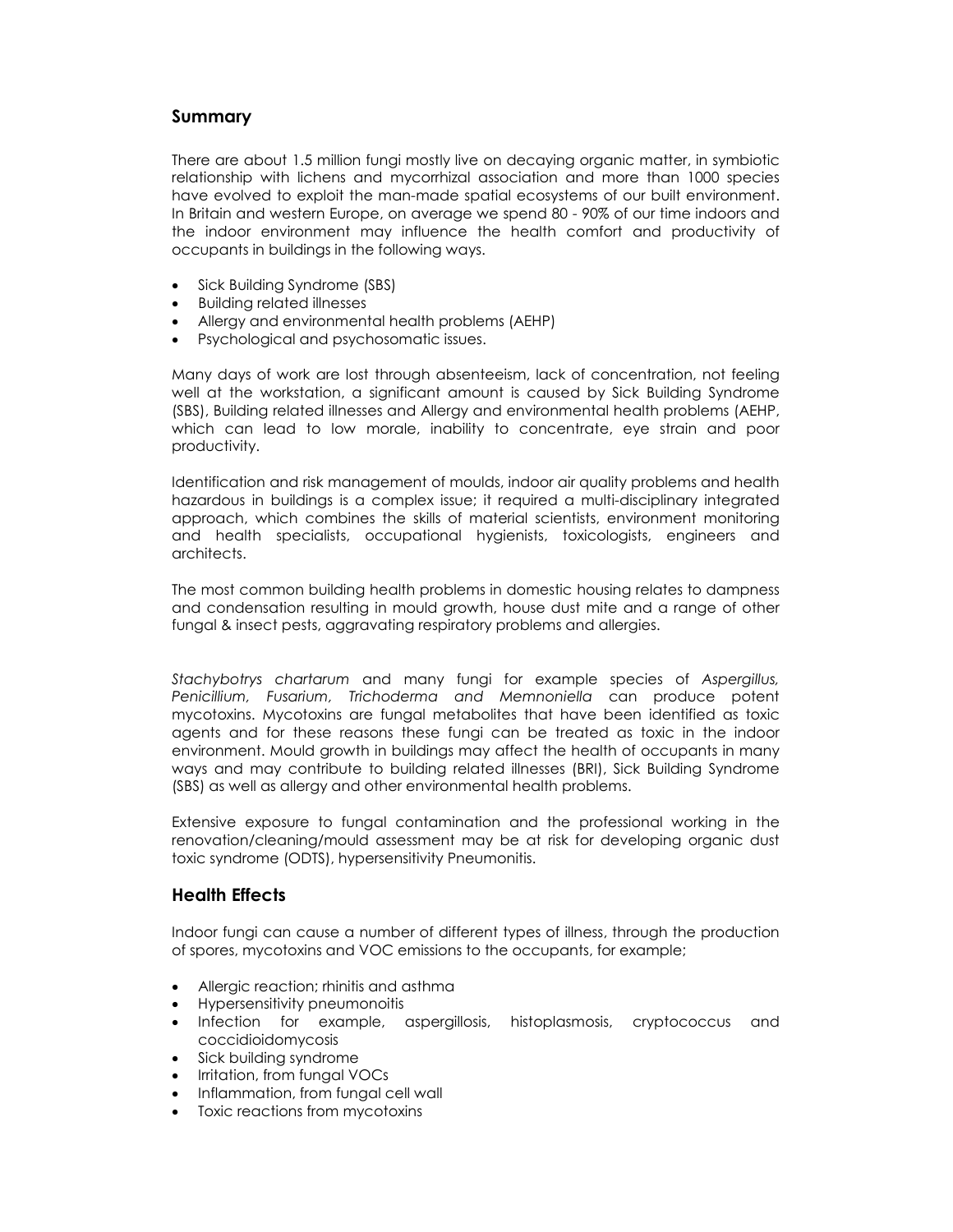## Summary

There are about 1.5 million fungi mostly live on decaying organic matter, in symbiotic relationship with lichens and mycorrhizal association and more than 1000 species have evolved to exploit the man-made spatial ecosystems of our built environment. In Britain and western Europe, on average we spend 80 - 90% of our time indoors and the indoor environment may influence the health comfort and productivity of occupants in buildings in the following ways.

- Sick Building Syndrome (SBS)
- Building related illnesses
- Allergy and environmental health problems (AEHP)
- Psychological and psychosomatic issues.

Many days of work are lost through absenteeism, lack of concentration, not feeling well at the workstation, a significant amount is caused by Sick Building Syndrome (SBS), Building related illnesses and Allergy and environmental health problems (AEHP, which can lead to low morale, inability to concentrate, eye strain and poor productivity.

Identification and risk management of moulds, indoor air quality problems and health hazardous in buildings is a complex issue; it required a multi-disciplinary integrated approach, which combines the skills of material scientists, environment monitoring and health specialists, occupational hygienists, toxicologists, engineers and architects.

The most common building health problems in domestic housing relates to dampness and condensation resulting in mould growth, house dust mite and a range of other fungal & insect pests, aggravating respiratory problems and allergies.

*Stachybotrys chartarum* and many fungi for example species of *Aspergillus, Penicillium, Fusarium, Trichoderma and Memnoniella* can produce potent mycotoxins. Mycotoxins are fungal metabolites that have been identified as toxic agents and for these reasons these fungi can be treated as toxic in the indoor environment. Mould growth in buildings may affect the health of occupants in many ways and may contribute to building related illnesses (BRI), Sick Building Syndrome (SBS) as well as allergy and other environmental health problems.

Extensive exposure to fungal contamination and the professional working in the renovation/cleaning/mould assessment may be at risk for developing organic dust toxic syndrome (ODTS), hypersensitivity Pneumonitis.

## Health Effects

Indoor fungi can cause a number of different types of illness, through the production of spores, mycotoxins and VOC emissions to the occupants, for example;

- Allergic reaction; rhinitis and asthma
- Hypersensitivity pneumonoitis
- Infection for example, aspergillosis, histoplasmosis, cryptococcus and coccidioidomycosis
- Sick building syndrome
- Irritation, from fungal VOCs
- Inflammation, from fungal cell wall
- Toxic reactions from mycotoxins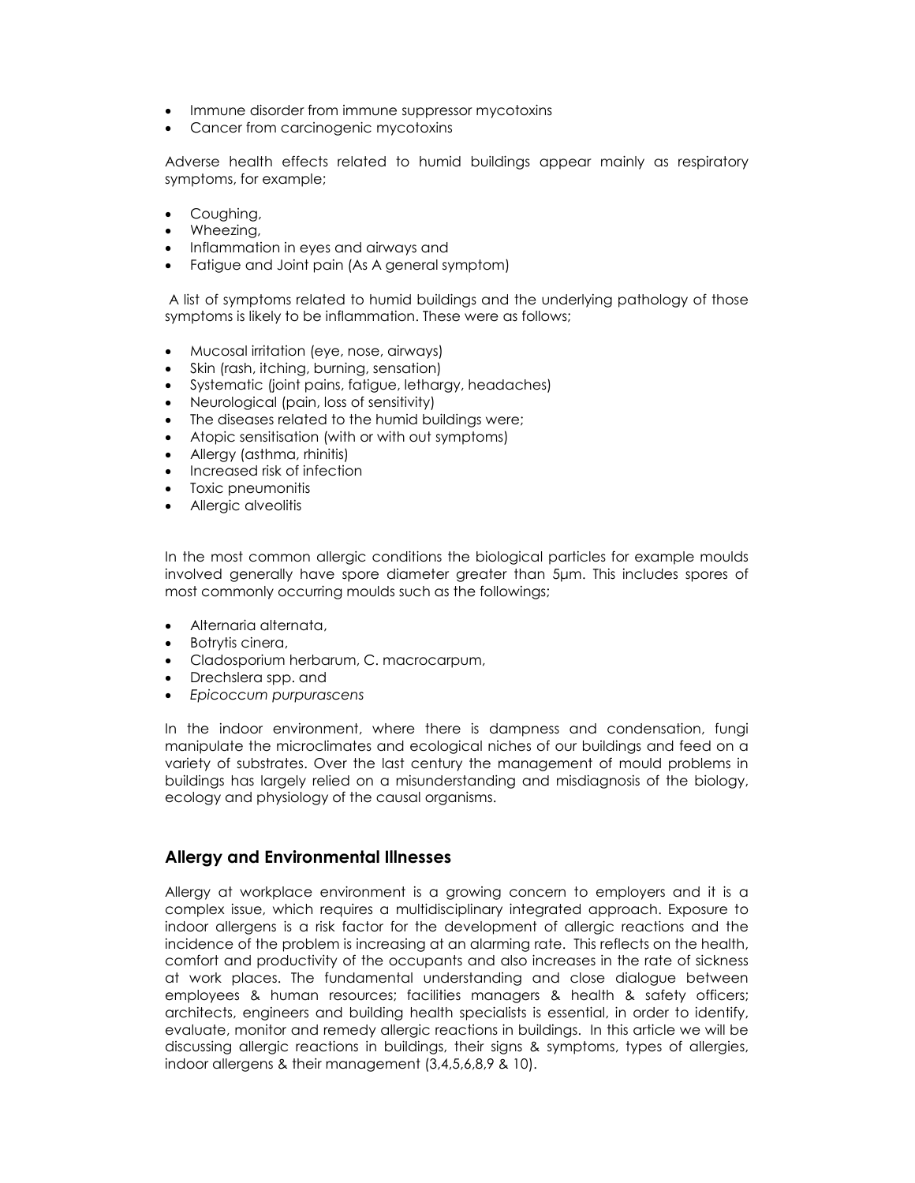- Immune disorder from immune suppressor mycotoxins
- Cancer from carcinogenic mycotoxins

Adverse health effects related to humid buildings appear mainly as respiratory symptoms, for example;

- Coughing,
- Wheezing,
- Inflammation in eyes and airways and
- Fatigue and Joint pain (As A general symptom)

A list of symptoms related to humid buildings and the underlying pathology of those symptoms is likely to be inflammation. These were as follows;

- Mucosal irritation (eye, nose, airways)
- Skin (rash, itching, burning, sensation)
- Systematic (joint pains, fatigue, lethargy, headaches)
- Neurological (pain, loss of sensitivity)
- The diseases related to the humid buildings were;
- Atopic sensitisation (with or with out symptoms)
- Allergy (asthma, rhinitis)
- Increased risk of infection
- Toxic pneumonitis
- Allergic alveolitis

In the most common allergic conditions the biological particles for example moulds involved generally have spore diameter greater than 5µm. This includes spores of most commonly occurring moulds such as the followings;

- Alternaria alternata,
- Botrytis cinera,
- Cladosporium herbarum, C. macrocarpum,
- Drechslera spp. and
- *Epicoccum purpurascens*

In the indoor environment, where there is dampness and condensation, fungi manipulate the microclimates and ecological niches of our buildings and feed on a variety of substrates. Over the last century the management of mould problems in buildings has largely relied on a misunderstanding and misdiagnosis of the biology, ecology and physiology of the causal organisms.

## Allergy and Environmental Illnesses

Allergy at workplace environment is a growing concern to employers and it is a complex issue, which requires a multidisciplinary integrated approach. Exposure to indoor allergens is a risk factor for the development of allergic reactions and the incidence of the problem is increasing at an alarming rate. This reflects on the health, comfort and productivity of the occupants and also increases in the rate of sickness at work places. The fundamental understanding and close dialogue between employees & human resources; facilities managers & health & safety officers; architects, engineers and building health specialists is essential, in order to identify, evaluate, monitor and remedy allergic reactions in buildings. In this article we will be discussing allergic reactions in buildings, their signs & symptoms, types of allergies, indoor allergens & their management (3,4,5,6,8,9 & 10).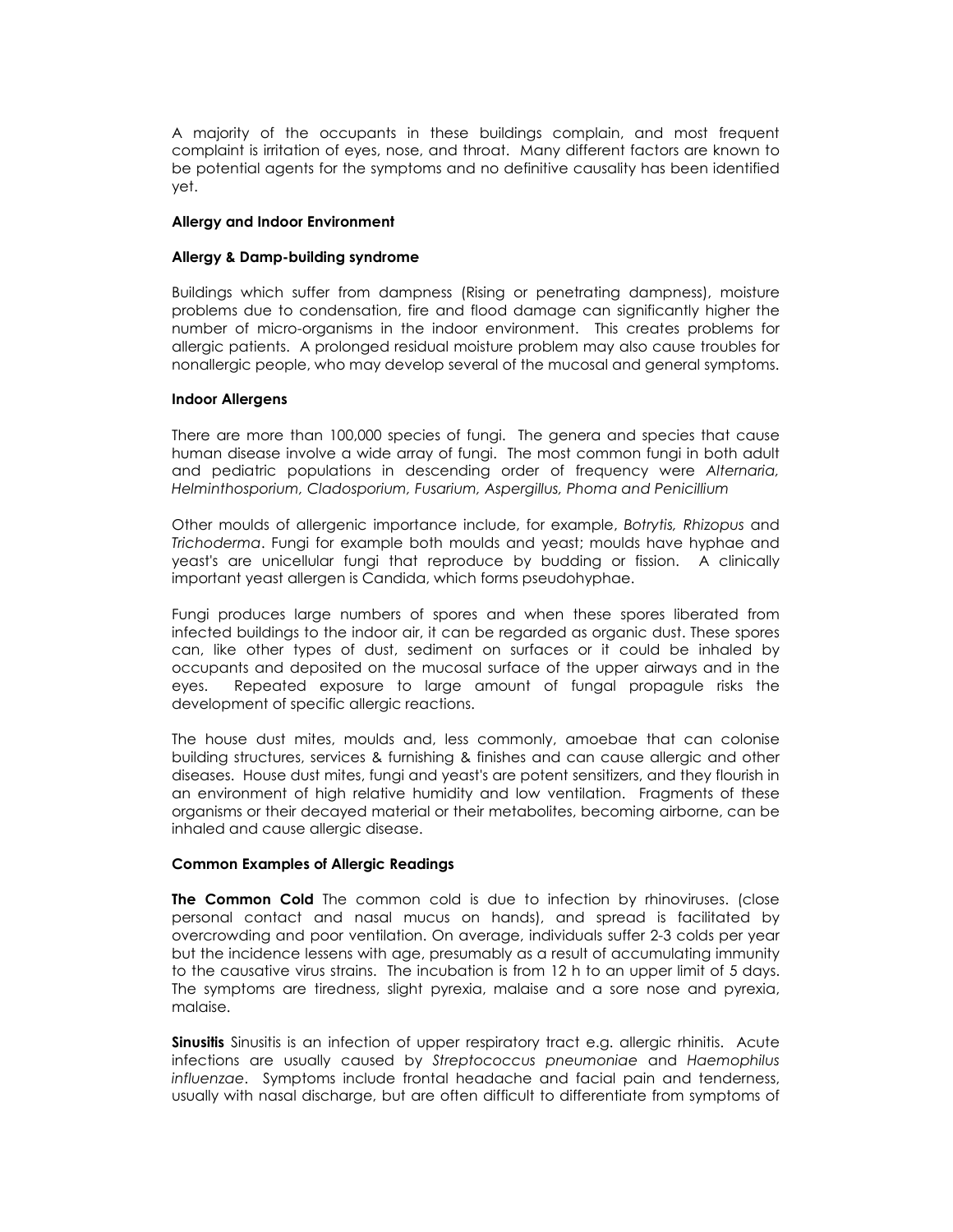A majority of the occupants in these buildings complain, and most frequent complaint is irritation of eyes, nose, and throat. Many different factors are known to be potential agents for the symptoms and no definitive causality has been identified yet.

**Allergy and Indoor Environment**

**Allergy & Damp-building syndrome**

Buildings which suffer from dampness (Rising or penetrating dampness), moisture problems due to condensation, fire and flood damage can significantly higher the number of micro-organisms in the indoor environment. This creates problems for allergic patients. A prolonged residual moisture problem may also cause troubles for nonallergic people, who may develop several of the mucosal and general symptoms.

**Indoor Allergens**

There are more than 100,000 species of fungi. The genera and species that cause human disease involve a wide array of fungi. The most common fungi in both adult and pediatric populations in descending order of frequency were *Alternaria, Helminthosporium, Cladosporium, Fusarium, Aspergillus, Phoma and Penicillium*

Other moulds of allergenic importance include, for example, *Botrytis, Rhizopus* and *Trichoderma*. Fungi for example both moulds and yeast; moulds have hyphae and yeast's are unicellular fungi that reproduce by budding or fission. A clinically important yeast allergen is Candida, which forms pseudohyphae.

Fungi produces large numbers of spores and when these spores liberated from infected buildings to the indoor air, it can be regarded as organic dust. These spores can, like other types of dust, sediment on surfaces or it could be inhaled by occupants and deposited on the mucosal surface of the upper airways and in the eyes. Repeated exposure to large amount of fungal propagule risks the development of specific allergic reactions.

The house dust mites, moulds and, less commonly, amoebae that can colonise building structures, services & furnishing & finishes and can cause allergic and other diseases. House dust mites, fungi and yeast's are potent sensitizers, and they flourish in an environment of high relative humidity and low ventilation. Fragments of these organisms or their decayed material or their metabolites, becoming airborne, can be inhaled and cause allergic disease.

**Common Examples of Allergic Readings**

**The Common Cold** The common cold is due to infection by rhinoviruses. (close personal contact and nasal mucus on hands), and spread is facilitated by overcrowding and poor ventilation. On average, individuals suffer 2-3 colds per year but the incidence lessens with age, presumably as a result of accumulating immunity to the causative virus strains. The incubation is from 12 h to an upper limit of 5 days. The symptoms are tiredness, slight pyrexia, malaise and a sore nose and pyrexia, malaise.

**Sinusitis** Sinusitis is an infection of upper respiratory tract e.g. allergic rhinitis. Acute infections are usually caused by *Streptococcus pneumoniae* and *Haemophilus influenzae*. Symptoms include frontal headache and facial pain and tenderness, usually with nasal discharge, but are often difficult to differentiate from symptoms of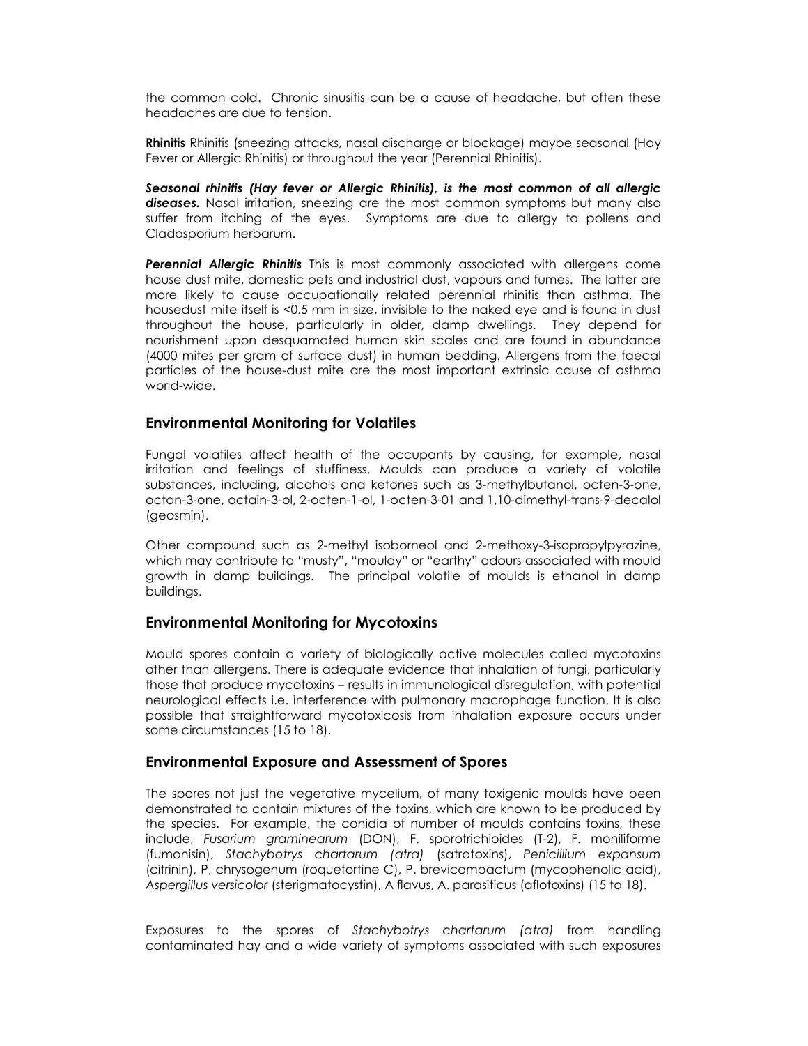the common cold. Chronic sinusitis can be a cause of headache, but often these headaches are due to tension.

**Rhinitis** Rhinitis (sneezing attacks, nasal discharge or blockage) maybe seasonal (Hay Fever or Allergic Rhinitis) or throughout the year (Perennial Rhinitis).

***Seasonal rhinitis (Hay fever or Allergic Rhinitis), is the most common of all allergic diseases.*** Nasal irritation, sneezing are the most common symptoms but many also suffer from itching of the eyes. Symptoms are due to allergy to pollens and Cladosporium herbarum.

***Perennial Allergic Rhinitis*** This is most commonly associated with allergens come house dust mite, domestic pets and industrial dust, vapours and fumes. The latter are more likely to cause occupationally related perennial rhinitis than asthma. The housedust mite itself is <0.5 mm in size, invisible to the naked eye and is found in dust throughout the house, particularly in older, damp dwellings. They depend for nourishment upon desquamated human skin scales and are found in abundance (4000 mites per gram of surface dust) in human bedding. Allergens from the faecal particles of the house-dust mite are the most important extrinsic cause of asthma world-wide.

## Environmental Monitoring for Volatiles

Fungal volatiles affect health of the occupants by causing, for example, nasal irritation and feelings of stuffiness. Moulds can produce a variety of volatile substances, including, alcohols and ketones such as 3-methylbutanol, octen-3-one, octan-3-one, octain-3-ol, 2-octen-1-ol, 1-octen-3-01 and 1,10-dimethyl-trans-9-decalol (geosmin).

Other compound such as 2-methyl isoborneol and 2-methoxy-3-isopropylpyrazine, which may contribute to "musty", "mouldy" or "earthy" odours associated with mould growth in damp buildings. The principal volatile of moulds is ethanol in damp buildings.

## Environmental Monitoring for Mycotoxins

Mould spores contain a variety of biologically active molecules called mycotoxins other than allergens. There is adequate evidence that inhalation of fungi, particularly those that produce mycotoxins – results in immunological disregulation, with potential neurological effects i.e. interference with pulmonary macrophage function. It is also possible that straightforward mycotoxicosis from inhalation exposure occurs under some circumstances (15 to 18).

## Environmental Exposure and Assessment of Spores

The spores not just the vegetative mycelium, of many toxigenic moulds have been demonstrated to contain mixtures of the toxins, which are known to be produced by the species. For example, the conidia of number of moulds contains toxins, these include, *Fusarium graminearum* (DON), F. sporotrichioides (T-2), F. moniliforme (fumonisin), *Stachybotrys chartarum (atra)* (satratoxins), *Penicillium expansum* (citrinin), P, chrysogenum (roquefortine C), P. brevicompactum (mycophenolic acid), *Aspergillus versicolor* (sterigmatocystin), A flavus, A. parasiticus (aflotoxins) (15 to 18).

Exposures to the spores of *Stachybotrys chartarum (atra)* from handling contaminated hay and a wide variety of symptoms associated with such exposures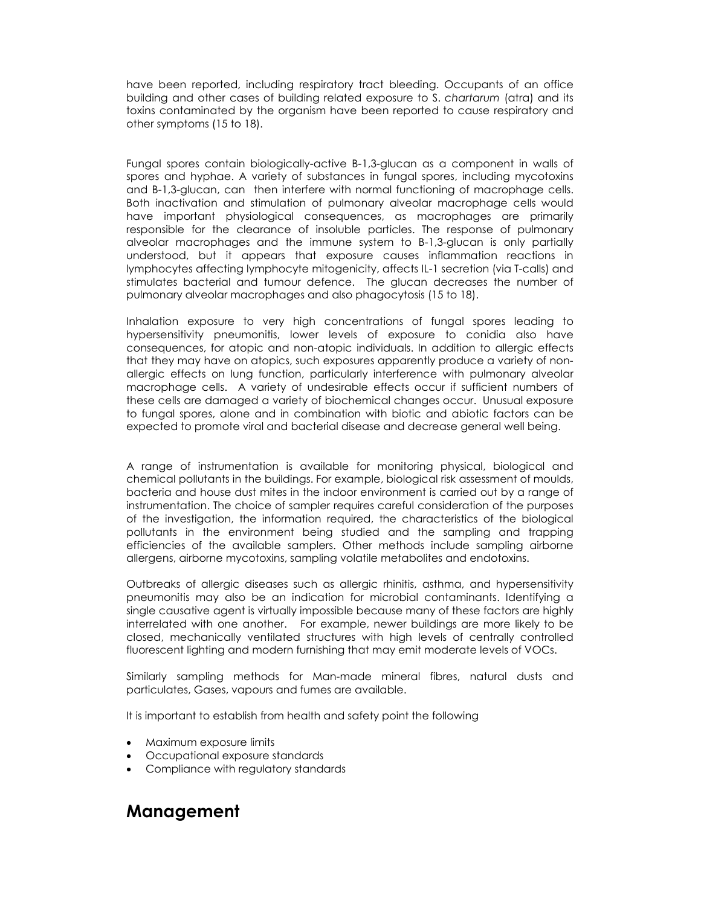have been reported, including respiratory tract bleeding. Occupants of an office building and other cases of building related exposure to S. *chartarum* (atra) and its toxins contaminated by the organism have been reported to cause respiratory and other symptoms (15 to 18).

Fungal spores contain biologically-active B-1,3-glucan as a component in walls of spores and hyphae. A variety of substances in fungal spores, including mycotoxins and B-1,3-glucan, can then interfere with normal functioning of macrophage cells. Both inactivation and stimulation of pulmonary alveolar macrophage cells would have important physiological consequences, as macrophages are primarily responsible for the clearance of insoluble particles. The response of pulmonary alveolar macrophages and the immune system to B-1,3-glucan is only partially understood, but it appears that exposure causes inflammation reactions in lymphocytes affecting lymphocyte mitogenicity, affects IL-1 secretion (via T-calls) and stimulates bacterial and tumour defence. The glucan decreases the number of pulmonary alveolar macrophages and also phagocytosis (15 to 18).

Inhalation exposure to very high concentrations of fungal spores leading to hypersensitivity pneumonitis, lower levels of exposure to conidia also have consequences, for atopic and non-atopic individuals. In addition to allergic effects that they may have on atopics, such exposures apparently produce a variety of non-allergic effects on lung function, particularly interference with pulmonary alveolar macrophage cells. A variety of undesirable effects occur if sufficient numbers of these cells are damaged a variety of biochemical changes occur. Unusual exposure to fungal spores, alone and in combination with biotic and abiotic factors can be expected to promote viral and bacterial disease and decrease general well being.

A range of instrumentation is available for monitoring physical, biological and chemical pollutants in the buildings. For example, biological risk assessment of moulds, bacteria and house dust mites in the indoor environment is carried out by a range of instrumentation. The choice of sampler requires careful consideration of the purposes of the investigation, the information required, the characteristics of the biological pollutants in the environment being studied and the sampling and trapping efficiencies of the available samplers. Other methods include sampling airborne allergens, airborne mycotoxins, sampling volatile metabolites and endotoxins.

Outbreaks of allergic diseases such as allergic rhinitis, asthma, and hypersensitivity pneumonitis may also be an indication for microbial contaminants. Identifying a single causative agent is virtually impossible because many of these factors are highly interrelated with one another. For example, newer buildings are more likely to be closed, mechanically ventilated structures with high levels of centrally controlled fluorescent lighting and modern furnishing that may emit moderate levels of VOCs.

Similarly sampling methods for Man-made mineral fibres, natural dusts and particulates, Gases, vapours and fumes are available.

It is important to establish from health and safety point the following

- Maximum exposure limits
- Occupational exposure standards
- Compliance with regulatory standards

# Management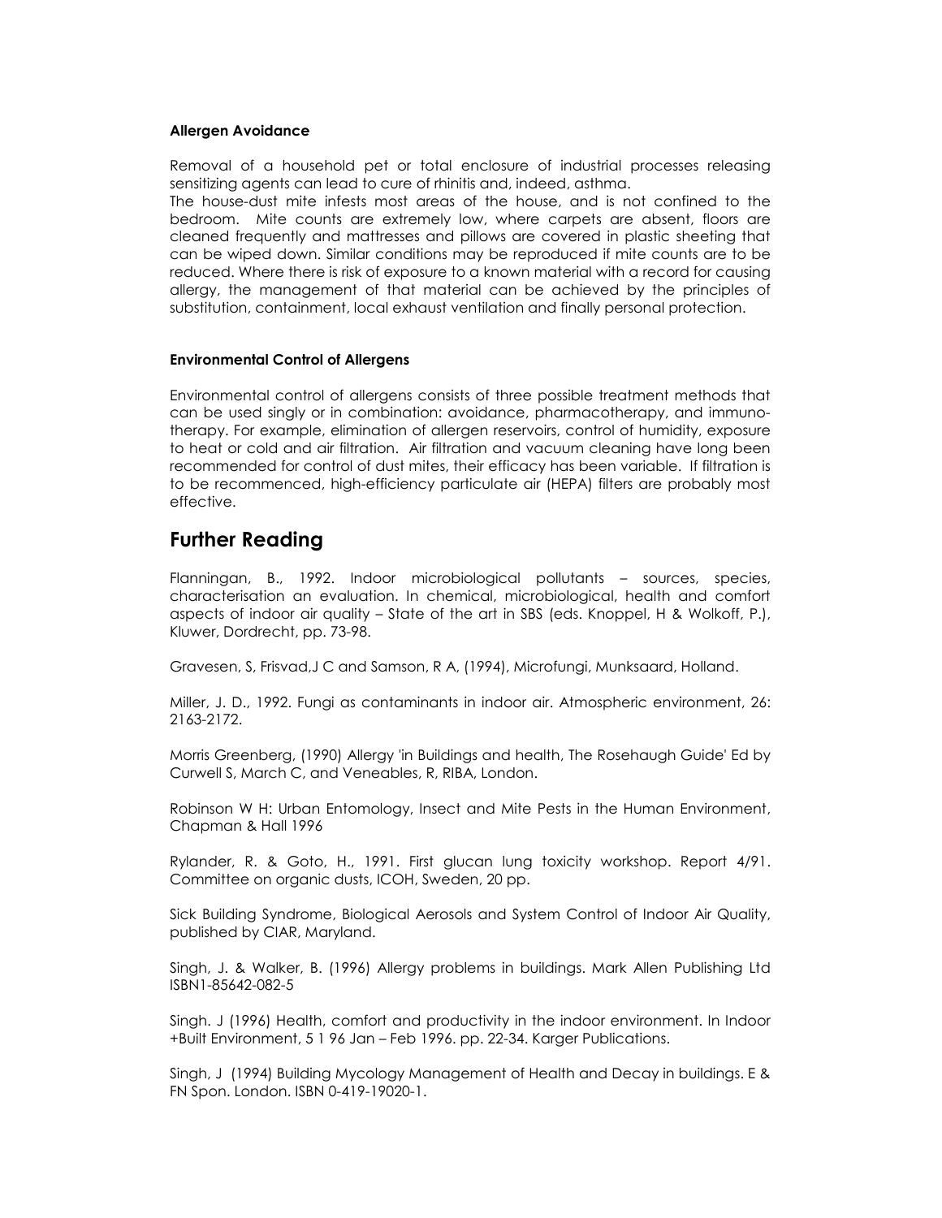#### Allergen Avoidance

Removal of a household pet or total enclosure of industrial processes releasing sensitizing agents can lead to cure of rhinitis and, indeed, asthma.
The house-dust mite infests most areas of the house, and is not confined to the bedroom. Mite counts are extremely low, where carpets are absent, floors are cleaned frequently and mattresses and pillows are covered in plastic sheeting that can be wiped down. Similar conditions may be reproduced if mite counts are to be reduced. Where there is risk of exposure to a known material with a record for causing allergy, the management of that material can be achieved by the principles of substitution, containment, local exhaust ventilation and finally personal protection.

#### Environmental Control of Allergens

Environmental control of allergens consists of three possible treatment methods that can be used singly or in combination: avoidance, pharmacotherapy, and immuno-therapy. For example, elimination of allergen reservoirs, control of humidity, exposure to heat or cold and air filtration. Air filtration and vacuum cleaning have long been recommended for control of dust mites, their efficacy has been variable. If filtration is to be recommenced, high-efficiency particulate air (HEPA) filters are probably most effective.

## Further Reading

Flanningan, B., 1992. Indoor microbiological pollutants – sources, species, characterisation an evaluation. In chemical, microbiological, health and comfort aspects of indoor air quality – State of the art in SBS (eds. Knoppel, H & Wolkoff, P.), Kluwer, Dordrecht, pp. 73-98.

Gravesen, S, Frisvad,J C and Samson, R A, (1994), Microfungi, Munksaard, Holland.

Miller, J. D., 1992. Fungi as contaminants in indoor air. Atmospheric environment, 26: 2163-2172.

Morris Greenberg, (1990) Allergy 'in Buildings and health, The Rosehaugh Guide' Ed by Curwell S, March C, and Veneables, R, RIBA, London.

Robinson W H: Urban Entomology, Insect and Mite Pests in the Human Environment, Chapman & Hall 1996

Rylander, R. & Goto, H., 1991. First glucan lung toxicity workshop. Report 4/91. Committee on organic dusts, ICOH, Sweden, 20 pp.

Sick Building Syndrome, Biological Aerosols and System Control of Indoor Air Quality, published by CIAR, Maryland.

Singh, J. & Walker, B. (1996) Allergy problems in buildings. Mark Allen Publishing Ltd ISBN1-85642-082-5

Singh. J (1996) Health, comfort and productivity in the indoor environment. In Indoor +Built Environment, 5 1 96 Jan – Feb 1996. pp. 22-34. Karger Publications.

Singh, J (1994) Building Mycology Management of Health and Decay in buildings. E & FN Spon. London. ISBN 0-419-19020-1.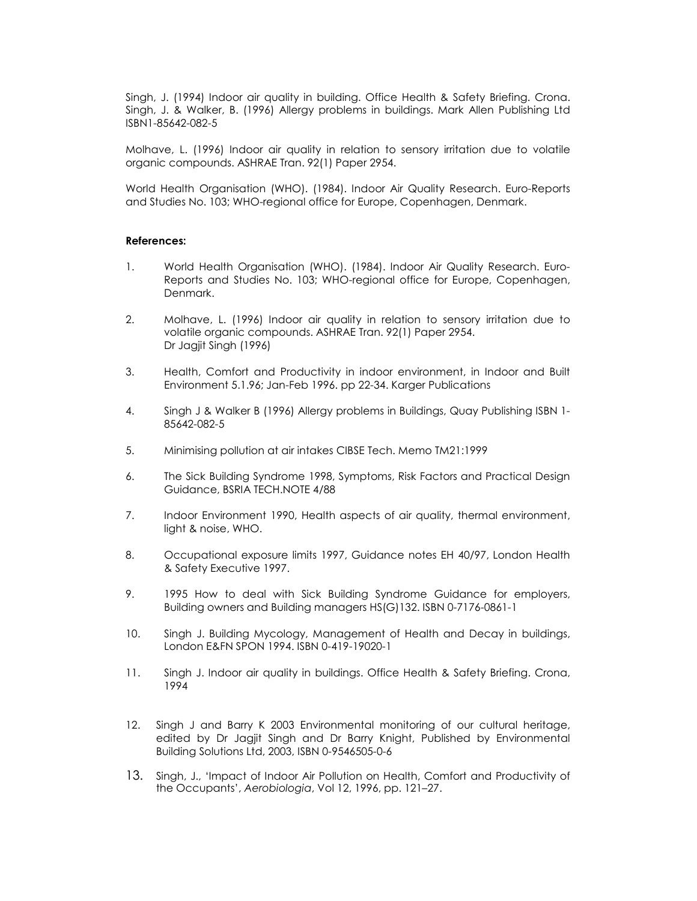Singh, J. (1994) Indoor air quality in building. Office Health & Safety Briefing. Crona.
Singh, J. & Walker, B. (1996) Allergy problems in buildings. Mark Allen Publishing Ltd ISBN1-85642-082-5

Molhave, L. (1996) Indoor air quality in relation to sensory irritation due to volatile organic compounds. ASHRAE Tran. 92(1) Paper 2954.

World Health Organisation (WHO). (1984). Indoor Air Quality Research. Euro-Reports and Studies No. 103; WHO-regional office for Europe, Copenhagen, Denmark.

**References:**

1. World Health Organisation (WHO). (1984). Indoor Air Quality Research. Euro-Reports and Studies No. 103; WHO-regional office for Europe, Copenhagen, Denmark.

2. Molhave, L. (1996) Indoor air quality in relation to sensory irritation due to volatile organic compounds. ASHRAE Tran. 92(1) Paper 2954.
   Dr Jagjit Singh (1996)

3. Health, Comfort and Productivity in indoor environment, in Indoor and Built Environment 5.1.96; Jan-Feb 1996. pp 22-34. Karger Publications

4. Singh J & Walker B (1996) Allergy problems in Buildings, Quay Publishing ISBN 1-85642-082-5

5. Minimising pollution at air intakes CIBSE Tech. Memo TM21:1999

6. The Sick Building Syndrome 1998, Symptoms, Risk Factors and Practical Design Guidance, BSRIA TECH.NOTE 4/88

7. Indoor Environment 1990, Health aspects of air quality, thermal environment, light & noise, WHO.

8. Occupational exposure limits 1997, Guidance notes EH 40/97, London Health & Safety Executive 1997.

9. 1995 How to deal with Sick Building Syndrome Guidance for employers, Building owners and Building managers HS(G)132. ISBN 0-7176-0861-1

10. Singh J. Building Mycology, Management of Health and Decay in buildings, London E&FN SPON 1994. ISBN 0-419-19020-1

11. Singh J. Indoor air quality in buildings. Office Health & Safety Briefing. Crona, 1994

12. Singh J and Barry K 2003 Environmental monitoring of our cultural heritage, edited by Dr Jagjit Singh and Dr Barry Knight, Published by Environmental Building Solutions Ltd, 2003, ISBN 0-9546505-0-6

13. Singh, J., 'Impact of Indoor Air Pollution on Health, Comfort and Productivity of the Occupants', *Aerobiologia*, Vol 12, 1996, pp. 121–27.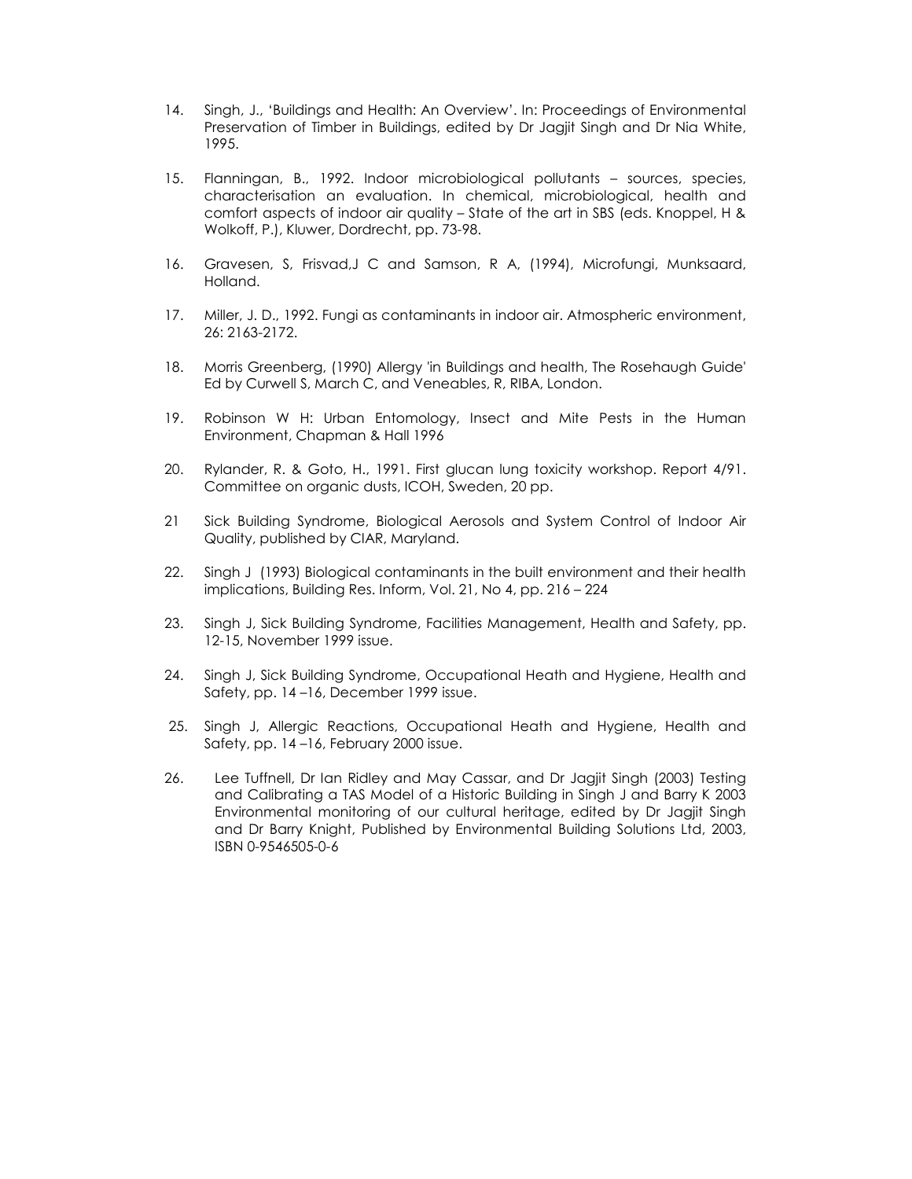14. Singh, J., 'Buildings and Health: An Overview'. In: Proceedings of Environmental Preservation of Timber in Buildings, edited by Dr Jagjit Singh and Dr Nia White, 1995.

15. Flanningan, B., 1992. Indoor microbiological pollutants – sources, species, characterisation an evaluation. In chemical, microbiological, health and comfort aspects of indoor air quality – State of the art in SBS (eds. Knoppel, H & Wolkoff, P.), Kluwer, Dordrecht, pp. 73-98.

16. Gravesen, S, Frisvad,J C and Samson, R A, (1994), Microfungi, Munksaard, Holland.

17. Miller, J. D., 1992. Fungi as contaminants in indoor air. Atmospheric environment, 26: 2163-2172.

18. Morris Greenberg, (1990) Allergy 'in Buildings and health, The Rosehaugh Guide' Ed by Curwell S, March C, and Veneables, R, RIBA, London.

19. Robinson W H: Urban Entomology, Insect and Mite Pests in the Human Environment, Chapman & Hall 1996

20. Rylander, R. & Goto, H., 1991. First glucan lung toxicity workshop. Report 4/91. Committee on organic dusts, ICOH, Sweden, 20 pp.

21 Sick Building Syndrome, Biological Aerosols and System Control of Indoor Air Quality, published by CIAR, Maryland.

22. Singh J (1993) Biological contaminants in the built environment and their health implications, Building Res. Inform, Vol. 21, No 4, pp. 216 – 224

23. Singh J, Sick Building Syndrome, Facilities Management, Health and Safety, pp. 12-15, November 1999 issue.

24. Singh J, Sick Building Syndrome, Occupational Heath and Hygiene, Health and Safety, pp. 14 –16, December 1999 issue.

25. Singh J, Allergic Reactions, Occupational Heath and Hygiene, Health and Safety, pp. 14 –16, February 2000 issue.

26. Lee Tuffnell, Dr Ian Ridley and May Cassar, and Dr Jagjit Singh (2003) Testing and Calibrating a TAS Model of a Historic Building in Singh J and Barry K 2003 Environmental monitoring of our cultural heritage, edited by Dr Jagjit Singh and Dr Barry Knight, Published by Environmental Building Solutions Ltd, 2003, ISBN 0-9546505-0-6